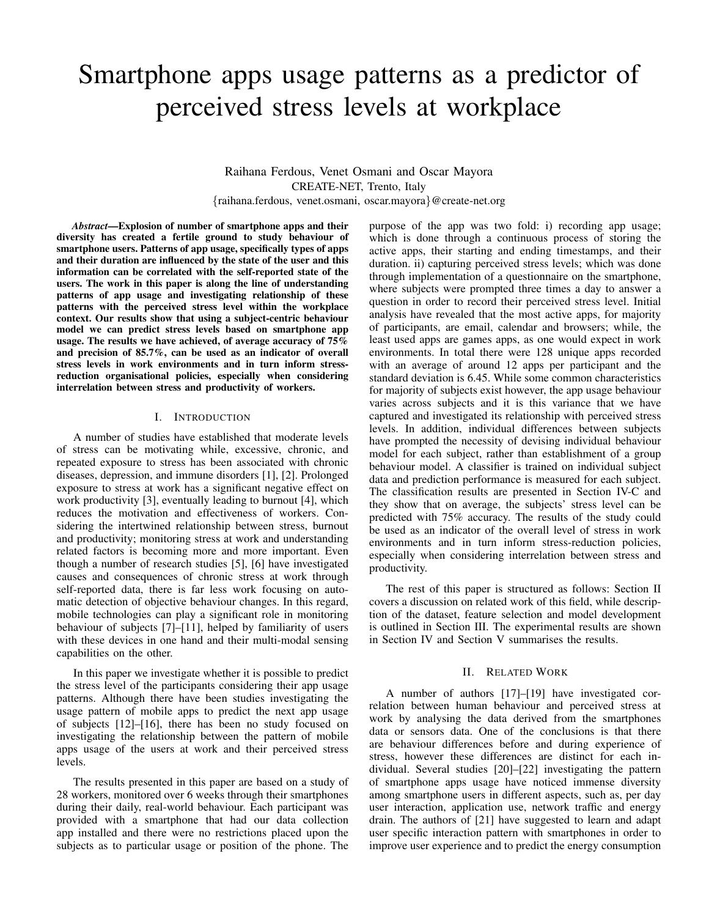# Smartphone apps usage patterns as a predictor of perceived stress levels at workplace

Raihana Ferdous, Venet Osmani and Oscar Mayora
CREATE-NET, Trento, Italy
{raihana.ferdous, venet.osmani, oscar.mayora}@create-net.org

***Abstract*—Explosion of number of smartphone apps and their diversity has created a fertile ground to study behaviour of smartphone users. Patterns of app usage, specifically types of apps and their duration are influenced by the state of the user and this information can be correlated with the self-reported state of the users. The work in this paper is along the line of understanding patterns of app usage and investigating relationship of these patterns with the perceived stress level within the workplace context. Our results show that using a subject-centric behaviour model we can predict stress levels based on smartphone app usage. The results we have achieved, of average accuracy of 75% and precision of 85.7%, can be used as an indicator of overall stress levels in work environments and in turn inform stress-reduction organisational policies, especially when considering interrelation between stress and productivity of workers.**

## I. Introduction

A number of studies have established that moderate levels of stress can be motivating while, excessive, chronic, and repeated exposure to stress has been associated with chronic diseases, depression, and immune disorders [1], [2]. Prolonged exposure to stress at work has a significant negative effect on work productivity [3], eventually leading to burnout [4], which reduces the motivation and effectiveness of workers. Considering the intertwined relationship between stress, burnout and productivity; monitoring stress at work and understanding related factors is becoming more and more important. Even though a number of research studies [5], [6] have investigated causes and consequences of chronic stress at work through self-reported data, there is far less work focusing on automatic detection of objective behaviour changes. In this regard, mobile technologies can play a significant role in monitoring behaviour of subjects [7]–[11], helped by familiarity of users with these devices in one hand and their multi-modal sensing capabilities on the other.

In this paper we investigate whether it is possible to predict the stress level of the participants considering their app usage patterns. Although there have been studies investigating the usage pattern of mobile apps to predict the next app usage of subjects [12]–[16], there has been no study focused on investigating the relationship between the pattern of mobile apps usage of the users at work and their perceived stress levels.

The results presented in this paper are based on a study of 28 workers, monitored over 6 weeks through their smartphones during their daily, real-world behaviour. Each participant was provided with a smartphone that had our data collection app installed and there were no restrictions placed upon the subjects as to particular usage or position of the phone. The purpose of the app was two fold: i) recording app usage; which is done through a continuous process of storing the active apps, their starting and ending timestamps, and their duration. ii) capturing perceived stress levels; which was done through implementation of a questionnaire on the smartphone, where subjects were prompted three times a day to answer a question in order to record their perceived stress level. Initial analysis have revealed that the most active apps, for majority of participants, are email, calendar and browsers; while, the least used apps are games apps, as one would expect in work environments. In total there were 128 unique apps recorded with an average of around 12 apps per participant and the standard deviation is 6.45. While some common characteristics for majority of subjects exist however, the app usage behaviour varies across subjects and it is this variance that we have captured and investigated its relationship with perceived stress levels. In addition, individual differences between subjects have prompted the necessity of devising individual behaviour model for each subject, rather than establishment of a group behaviour model. A classifier is trained on individual subject data and prediction performance is measured for each subject. The classification results are presented in Section IV-C and they show that on average, the subjects' stress level can be predicted with 75% accuracy. The results of the study could be used as an indicator of the overall level of stress in work environments and in turn inform stress-reduction policies, especially when considering interrelation between stress and productivity.

The rest of this paper is structured as follows: Section II covers a discussion on related work of this field, while description of the dataset, feature selection and model development is outlined in Section III. The experimental results are shown in Section IV and Section V summarises the results.

## II. Related Work

A number of authors [17]–[19] have investigated correlation between human behaviour and perceived stress at work by analysing the data derived from the smartphones data or sensors data. One of the conclusions is that there are behaviour differences before and during experience of stress, however these differences are distinct for each individual. Several studies [20]–[22] investigating the pattern of smartphone apps usage have noticed immense diversity among smartphone users in different aspects, such as, per day user interaction, application use, network traffic and energy drain. The authors of [21] have suggested to learn and adapt user specific interaction pattern with smartphones in order to improve user experience and to predict the energy consumption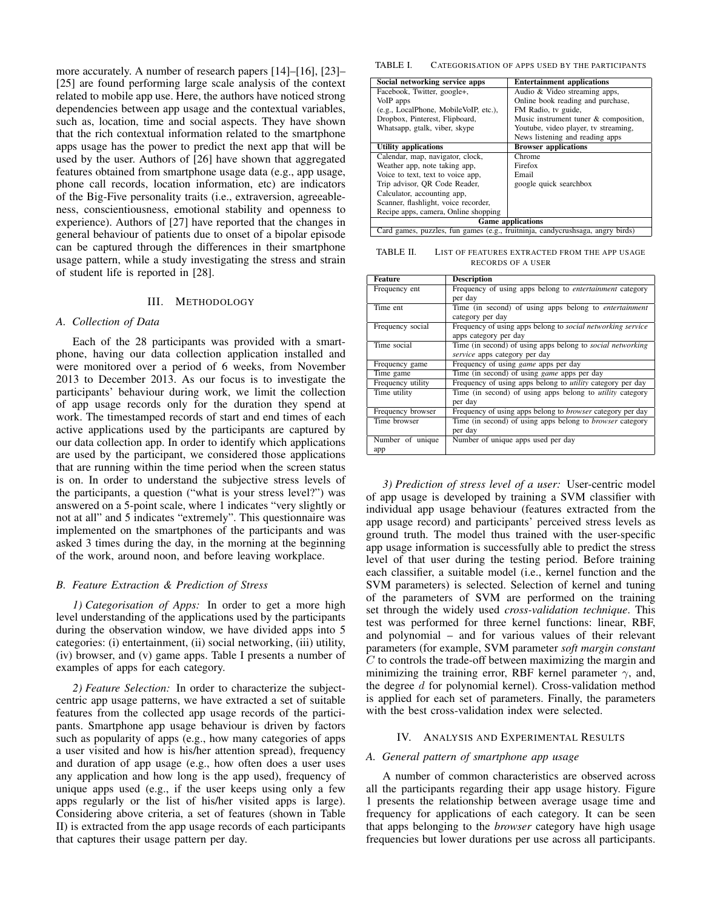more accurately. A number of research papers [14]–[16], [23]–[25] are found performing large scale analysis of the context related to mobile app use. Here, the authors have noticed strong dependencies between app usage and the contextual variables, such as, location, time and social aspects. They have shown that the rich contextual information related to the smartphone apps usage has the power to predict the next app that will be used by the user. Authors of [26] have shown that aggregated features obtained from smartphone usage data (e.g., app usage, phone call records, location information, etc) are indicators of the Big-Five personality traits (i.e., extraversion, agreeableness, conscientiousness, emotional stability and openness to experience). Authors of [27] have reported that the changes in general behaviour of patients due to onset of a bipolar episode can be captured through the differences in their smartphone usage pattern, while a study investigating the stress and strain of student life is reported in [28].

## III. Methodology

### A. Collection of Data

Each of the 28 participants was provided with a smartphone, having our data collection application installed and were monitored over a period of 6 weeks, from November 2013 to December 2013. As our focus is to investigate the participants' behaviour during work, we limit the collection of app usage records only for the duration they spend at work. The timestamped records of start and end times of each active applications used by the participants are captured by our data collection app. In order to identify which applications are used by the participant, we considered those applications that are running within the time period when the screen status is on. In order to understand the subjective stress levels of the participants, a question ("what is your stress level?") was answered on a 5-point scale, where 1 indicates "very slightly or not at all" and 5 indicates "extremely". This questionnaire was implemented on the smartphones of the participants and was asked 3 times during the day, in the morning at the beginning of the work, around noon, and before leaving workplace.

### B. Feature Extraction & Prediction of Stress

*1) Categorisation of Apps:* In order to get a more high level understanding of the applications used by the participants during the observation window, we have divided apps into 5 categories: (i) entertainment, (ii) social networking, (iii) utility, (iv) browser, and (v) game apps. Table I presents a number of examples of apps for each category.

*2) Feature Selection:* In order to characterize the subject-centric app usage patterns, we have extracted a set of suitable features from the collected app usage records of the participants. Smartphone app usage behaviour is driven by factors such as popularity of apps (e.g., how many categories of apps a user visited and how is his/her attention spread), frequency and duration of app usage (e.g., how often does a user uses any application and how long is the app used), frequency of unique apps used (e.g., if the user keeps using only a few apps regularly or the list of his/her visited apps is large). Considering above criteria, a set of features (shown in Table II) is extracted from the app usage records of each participants that captures their usage pattern per day.

TABLE I. Categorisation of apps used by the participants

| Social networking service apps | Entertainment applications |
|---|---|
| Facebook, Twitter, google+, VoIP apps (e.g., LocalPhone, MobileVoIP, etc.), Dropbox, Pinterest, Flipboard, Whatsapp, gtalk, viber, skype | Audio & Video streaming apps, Online book reading and purchase, FM Radio, tv guide, Music instrument tuner & composition, Youtube, video player, tv streaming, News listening and reading apps |
| **Utility applications** | **Browser applications** |
| Calendar, map, navigator, clock, Weather app, note taking app, Voice to text, text to voice app, Trip advisor, QR Code Reader, Calculator, accounting app, Scanner, flashlight, voice recorder, Recipe apps, camera, Online shopping | Chrome, Firefox, Email, google quick searchbox |
| **Game applications** | |
| Card games, puzzles, fun games (e.g., fruitninja, candycrushsaga, angry birds) | |

TABLE II. List of features extracted from the app usage records of a user

| Feature | Description |
|---|---|
| Frequency ent | Frequency of using apps belong to *entertainment* category per day |
| Time ent | Time (in second) of using apps belong to *entertainment* category per day |
| Frequency social | Frequency of using apps belong to *social networking service* apps category per day |
| Time social | Time (in second) of using apps belong to *social networking service* apps category per day |
| Frequency game | Frequency of using *game* apps per day |
| Time game | Time (in second) of using *game* apps per day |
| Frequency utility | Frequency of using apps belong to *utility* category per day |
| Time utility | Time (in second) of using apps belong to *utility* category per day |
| Frequency browser | Frequency of using apps belong to *browser* category per day |
| Time browser | Time (in second) of using apps belong to *browser* category per day |
| Number of unique app | Number of unique apps used per day |

*3) Prediction of stress level of a user:* User-centric model of app usage is developed by training a SVM classifier with individual app usage behaviour (features extracted from the app usage record) and participants' perceived stress levels as ground truth. The model thus trained with the user-specific app usage information is successfully able to predict the stress level of that user during the testing period. Before training each classifier, a suitable model (i.e., kernel function and the SVM parameters) is selected. Selection of kernel and tuning of the parameters of SVM are performed on the training set through the widely used *cross-validation technique*. This test was performed for three kernel functions: linear, RBF, and polynomial – and for various values of their relevant parameters (for example, SVM parameter *soft margin constant* $C$ to controls the trade-off between maximizing the margin and minimizing the training error, RBF kernel parameter $\gamma$, and, the degree $d$ for polynomial kernel). Cross-validation method is applied for each set of parameters. Finally, the parameters with the best cross-validation index were selected.

## IV. Analysis and Experimental Results

### A. General pattern of smartphone app usage

A number of common characteristics are observed across all the participants regarding their app usage history. Figure 1 presents the relationship between average usage time and frequency for applications of each category. It can be seen that apps belonging to the *browser* category have high usage frequencies but lower durations per use across all participants.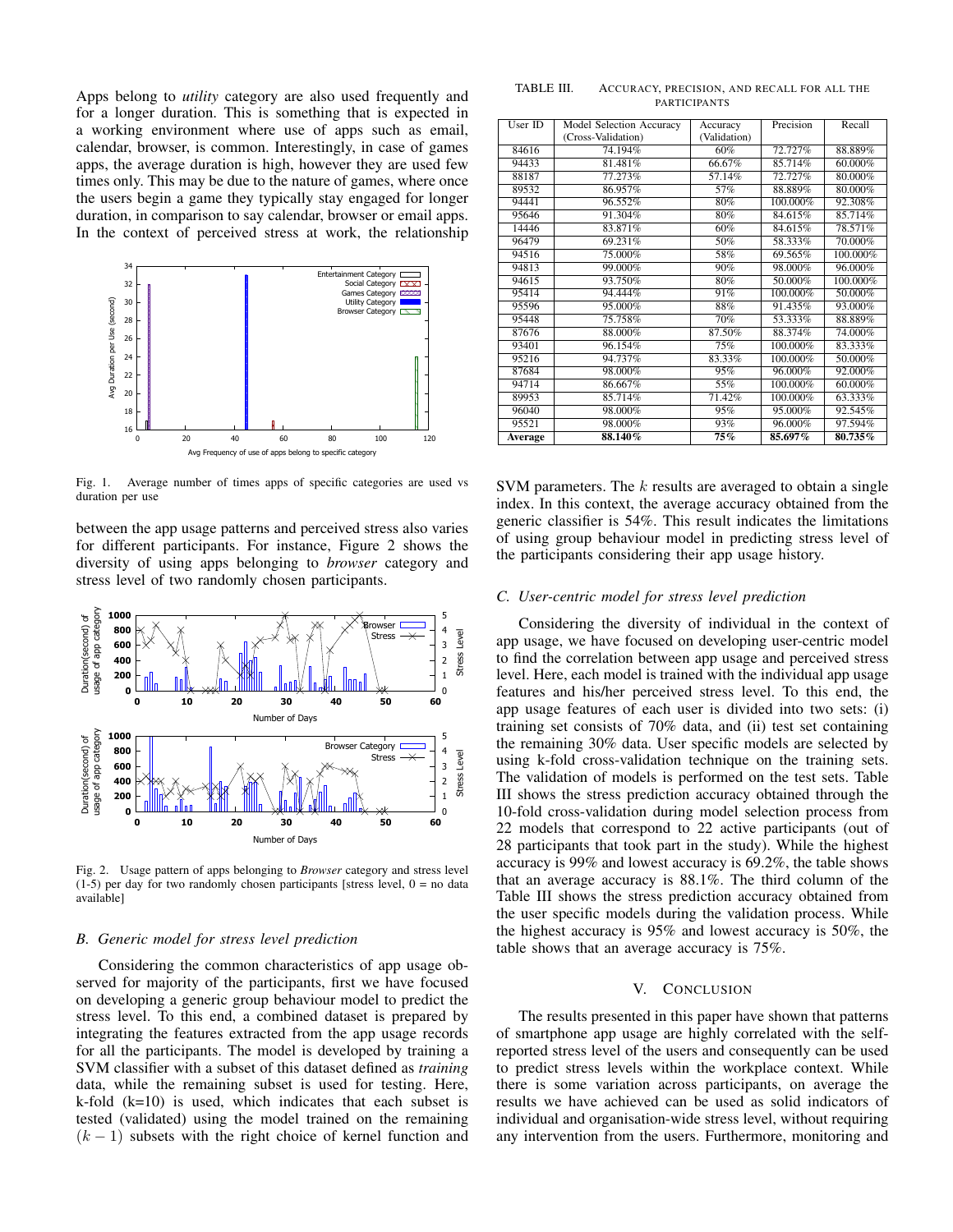Apps belong to *utility* category are also used frequently and for a longer duration. This is something that is expected in a working environment where use of apps such as email, calendar, browser, is common. Interestingly, in case of games apps, the average duration is high, however they are used few times only. This may be due to the nature of games, where once the users begin a game they typically stay engaged for longer duration, in comparison to say calendar, browser or email apps. In the context of perceived stress at work, the relationship between the app usage patterns and perceived stress also varies for different participants. For instance, Figure 2 shows the diversity of using apps belonging to *browser* category and stress level of two randomly chosen participants.

Fig. 1. Average number of times apps of specific categories are used vs duration per use

Fig. 2. Usage pattern of apps belonging to *Browser* category and stress level (1-5) per day for two randomly chosen participants [stress level, 0 = no data available]

### B. Generic model for stress level prediction

Considering the common characteristics of app usage observed for majority of the participants, first we have focused on developing a generic group behaviour model to predict the stress level. To this end, a combined dataset is prepared by integrating the features extracted from the app usage records for all the participants. The model is developed by training a SVM classifier with a subset of this dataset defined as *training* data, while the remaining subset is used for testing. Here, k-fold (k=10) is used, which indicates that each subset is tested (validated) using the model trained on the remaining $(k-1)$ subsets with the right choice of kernel function and SVM parameters. The $k$ results are averaged to obtain a single index. In this context, the average accuracy obtained from the generic classifier is 54%. This result indicates the limitations of using group behaviour model in predicting stress level of the participants considering their app usage history.

TABLE III. ACCURACY, PRECISION, AND RECALL FOR ALL THE PARTICIPANTS

| User ID | Model Selection Accuracy (Cross-Validation) | Accuracy (Validation) | Precision | Recall |
|---|---|---|---|---|
| 84616 | 74.194% | 60% | 72.727% | 88.889% |
| 94433 | 81.481% | 66.67% | 85.714% | 60.000% |
| 88187 | 77.273% | 57.14% | 72.727% | 80.000% |
| 89532 | 86.957% | 57% | 88.889% | 80.000% |
| 94441 | 96.552% | 80% | 100.000% | 92.308% |
| 95646 | 91.304% | 80% | 84.615% | 85.714% |
| 14446 | 83.871% | 60% | 84.615% | 78.571% |
| 96479 | 69.231% | 50% | 58.333% | 70.000% |
| 94516 | 75.000% | 58% | 69.565% | 100.000% |
| 94813 | 99.000% | 90% | 98.000% | 96.000% |
| 94615 | 93.750% | 80% | 50.000% | 100.000% |
| 95414 | 94.444% | 91% | 100.000% | 50.000% |
| 95596 | 95.000% | 88% | 91.435% | 93.000% |
| 95448 | 75.758% | 70% | 53.333% | 88.889% |
| 87676 | 88.000% | 87.50% | 88.374% | 74.000% |
| 93401 | 96.154% | 75% | 100.000% | 83.333% |
| 95216 | 94.737% | 83.33% | 100.000% | 50.000% |
| 87684 | 98.000% | 95% | 96.000% | 92.000% |
| 94714 | 86.667% | 55% | 100.000% | 60.000% |
| 89953 | 85.714% | 71.42% | 100.000% | 63.333% |
| 96040 | 98.000% | 95% | 95.000% | 92.545% |
| 95521 | 98.000% | 93% | 96.000% | 97.594% |
| **Average** | **88.140%** | **75%** | **85.697%** | **80.735%** |

### C. User-centric model for stress level prediction

Considering the diversity of individual in the context of app usage, we have focused on developing user-centric model to find the correlation between app usage and perceived stress level. Here, each model is trained with the individual app usage features and his/her perceived stress level. To this end, the app usage features of each user is divided into two sets: (i) training set consists of 70% data, and (ii) test set containing the remaining 30% data. User specific models are selected by using k-fold cross-validation technique on the training sets. The validation of models is performed on the test sets. Table III shows the stress prediction accuracy obtained through the 10-fold cross-validation during model selection process from 22 models that correspond to 22 active participants (out of 28 participants that took part in the study). While the highest accuracy is 99% and lowest accuracy is 69.2%, the table shows that an average accuracy is 88.1%. The third column of the Table III shows the stress prediction accuracy obtained from the user specific models during the validation process. While the highest accuracy is 95% and lowest accuracy is 50%, the table shows that an average accuracy is 75%.

## V. CONCLUSION

The results presented in this paper have shown that patterns of smartphone app usage are highly correlated with the self-reported stress level of the users and consequently can be used to predict stress levels within the workplace context. While there is some variation across participants, on average the results we have achieved can be used as solid indicators of individual and organisation-wide stress level, without requiring any intervention from the users. Furthermore, monitoring and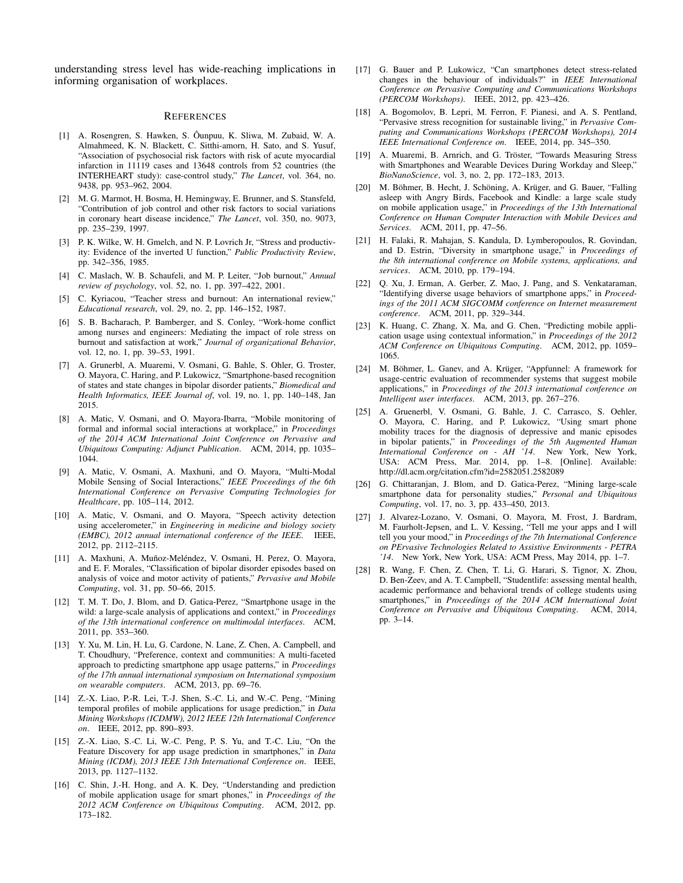understanding stress level has wide-reaching implications in informing organisation of workplaces.

## References

[1] A. Rosengren, S. Hawken, S. Ôunpuu, K. Sliwa, M. Zubaid, W. A. Almahmeed, K. N. Blackett, C. Sitthi-amorn, H. Sato, and S. Yusuf, "Association of psychosocial risk factors with risk of acute myocardial infarction in 11119 cases and 13648 controls from 52 countries (the INTERHEART study): case-control study," *The Lancet*, vol. 364, no. 9438, pp. 953–962, 2004.

[2] M. G. Marmot, H. Bosma, H. Hemingway, E. Brunner, and S. Stansfeld, "Contribution of job control and other risk factors to social variations in coronary heart disease incidence," *The Lancet*, vol. 350, no. 9073, pp. 235–239, 1997.

[3] P. K. Wilke, W. H. Gmelch, and N. P. Lovrich Jr, "Stress and productivity: Evidence of the inverted U function," *Public Productivity Review*, pp. 342–356, 1985.

[4] C. Maslach, W. B. Schaufeli, and M. P. Leiter, "Job burnout," *Annual review of psychology*, vol. 52, no. 1, pp. 397–422, 2001.

[5] C. Kyriacou, "Teacher stress and burnout: An international review," *Educational research*, vol. 29, no. 2, pp. 146–152, 1987.

[6] S. B. Bacharach, P. Bamberger, and S. Conley, "Work-home conflict among nurses and engineers: Mediating the impact of role stress on burnout and satisfaction at work," *Journal of organizational Behavior*, vol. 12, no. 1, pp. 39–53, 1991.

[7] A. Grunerbl, A. Muaremi, V. Osmani, G. Bahle, S. Ohler, G. Troster, O. Mayora, C. Haring, and P. Lukowicz, "Smartphone-based recognition of states and state changes in bipolar disorder patients," *Biomedical and Health Informatics, IEEE Journal of*, vol. 19, no. 1, pp. 140–148, Jan 2015.

[8] A. Matic, V. Osmani, and O. Mayora-Ibarra, "Mobile monitoring of formal and informal social interactions at workplace," in *Proceedings of the 2014 ACM International Joint Conference on Pervasive and Ubiquitous Computing: Adjunct Publication*. ACM, 2014, pp. 1035–1044.

[9] A. Matic, V. Osmani, A. Maxhuni, and O. Mayora, "Multi-Modal Mobile Sensing of Social Interactions," *IEEE Proceedings of the 6th International Conference on Pervasive Computing Technologies for Healthcare*, pp. 105–114, 2012.

[10] A. Matic, V. Osmani, and O. Mayora, "Speech activity detection using accelerometer," in *Engineering in medicine and biology society (EMBC), 2012 annual international conference of the IEEE*. IEEE, 2012, pp. 2112–2115.

[11] A. Maxhuni, A. Muñoz-Meléndez, V. Osmani, H. Perez, O. Mayora, and E. F. Morales, "Classification of bipolar disorder episodes based on analysis of voice and motor activity of patients," *Pervasive and Mobile Computing*, vol. 31, pp. 50–66, 2015.

[12] T. M. T. Do, J. Blom, and D. Gatica-Perez, "Smartphone usage in the wild: a large-scale analysis of applications and context," in *Proceedings of the 13th international conference on multimodal interfaces*. ACM, 2011, pp. 353–360.

[13] Y. Xu, M. Lin, H. Lu, G. Cardone, N. Lane, Z. Chen, A. Campbell, and T. Choudhury, "Preference, context and communities: A multi-faceted approach to predicting smartphone app usage patterns," in *Proceedings of the 17th annual international symposium on International symposium on wearable computers*. ACM, 2013, pp. 69–76.

[14] Z.-X. Liao, P.-R. Lei, T.-J. Shen, S.-C. Li, and W.-C. Peng, "Mining temporal profiles of mobile applications for usage prediction," in *Data Mining Workshops (ICDMW), 2012 IEEE 12th International Conference on*. IEEE, 2012, pp. 890–893.

[15] Z.-X. Liao, S.-C. Li, W.-C. Peng, P. S. Yu, and T.-C. Liu, "On the Feature Discovery for app usage prediction in smartphones," in *Data Mining (ICDM), 2013 IEEE 13th International Conference on*. IEEE, 2013, pp. 1127–1132.

[16] C. Shin, J.-H. Hong, and A. K. Dey, "Understanding and prediction of mobile application usage for smart phones," in *Proceedings of the 2012 ACM Conference on Ubiquitous Computing*. ACM, 2012, pp. 173–182.

[17] G. Bauer and P. Lukowicz, "Can smartphones detect stress-related changes in the behaviour of individuals?" in *IEEE International Conference on Pervasive Computing and Communications Workshops (PERCOM Workshops)*. IEEE, 2012, pp. 423–426.

[18] A. Bogomolov, B. Lepri, M. Ferron, F. Pianesi, and A. S. Pentland, "Pervasive stress recognition for sustainable living," in *Pervasive Computing and Communications Workshops (PERCOM Workshops), 2014 IEEE International Conference on*. IEEE, 2014, pp. 345–350.

[19] A. Muaremi, B. Arnrich, and G. Tröster, "Towards Measuring Stress with Smartphones and Wearable Devices During Workday and Sleep," *BioNanoScience*, vol. 3, no. 2, pp. 172–183, 2013.

[20] M. Böhmer, B. Hecht, J. Schöning, A. Krüger, and G. Bauer, "Falling asleep with Angry Birds, Facebook and Kindle: a large scale study on mobile application usage," in *Proceedings of the 13th International Conference on Human Computer Interaction with Mobile Devices and Services*. ACM, 2011, pp. 47–56.

[21] H. Falaki, R. Mahajan, S. Kandula, D. Lymberopoulos, R. Govindan, and D. Estrin, "Diversity in smartphone usage," in *Proceedings of the 8th international conference on Mobile systems, applications, and services*. ACM, 2010, pp. 179–194.

[22] Q. Xu, J. Erman, A. Gerber, Z. Mao, J. Pang, and S. Venkataraman, "Identifying diverse usage behaviors of smartphone apps," in *Proceedings of the 2011 ACM SIGCOMM conference on Internet measurement conference*. ACM, 2011, pp. 329–344.

[23] K. Huang, C. Zhang, X. Ma, and G. Chen, "Predicting mobile application usage using contextual information," in *Proceedings of the 2012 ACM Conference on Ubiquitous Computing*. ACM, 2012, pp. 1059–1065.

[24] M. Böhmer, L. Ganev, and A. Krüger, "Appfunnel: A framework for usage-centric evaluation of recommender systems that suggest mobile applications," in *Proceedings of the 2013 international conference on Intelligent user interfaces*. ACM, 2013, pp. 267–276.

[25] A. Gruenerbl, V. Osmani, G. Bahle, J. C. Carrasco, S. Oehler, O. Mayora, C. Haring, and P. Lukowicz, "Using smart phone mobility traces for the diagnosis of depressive and manic episodes in bipolar patients," in *Proceedings of the 5th Augmented Human International Conference on - AH '14*. New York, New York, USA: ACM Press, Mar. 2014, pp. 1–8. [Online]. Available: http://dl.acm.org/citation.cfm?id=2582051.2582089

[26] G. Chittaranjan, J. Blom, and D. Gatica-Perez, "Mining large-scale smartphone data for personality studies," *Personal and Ubiquitous Computing*, vol. 17, no. 3, pp. 433–450, 2013.

[27] J. Alvarez-Lozano, V. Osmani, O. Mayora, M. Frost, J. Bardram, M. Faurholt-Jepsen, and L. V. Kessing, "Tell me your apps and I will tell you your mood," in *Proceedings of the 7th International Conference on PErvasive Technologies Related to Assistive Environments - PETRA '14*. New York, New York, USA: ACM Press, May 2014, pp. 1–7.

[28] R. Wang, F. Chen, Z. Chen, T. Li, G. Harari, S. Tignor, X. Zhou, D. Ben-Zeev, and A. T. Campbell, "Studentlife: assessing mental health, academic performance and behavioral trends of college students using smartphones," in *Proceedings of the 2014 ACM International Joint Conference on Pervasive and Ubiquitous Computing*. ACM, 2014, pp. 3–14.